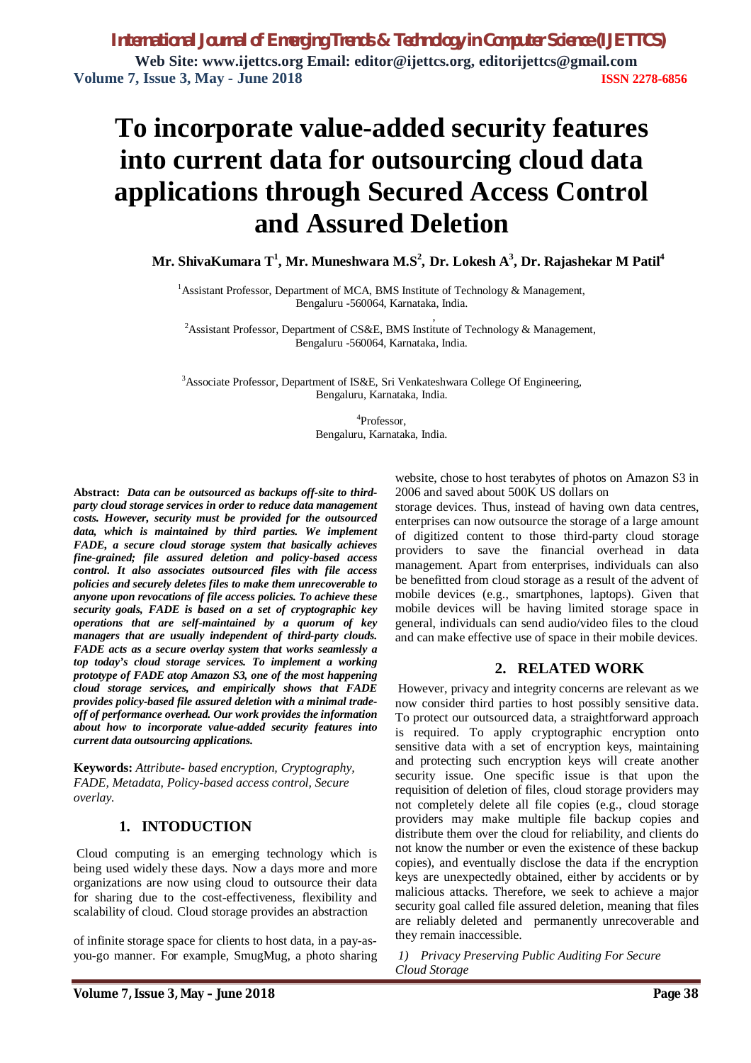# To incorporate value-added security features into current data for outsourcing cloud data applications through Secured Access Control and Assured Deletion

**Mr. ShivaKumara T[1], Mr. Muneshwara M.S[2], Dr. Lokesh A[3], Dr. Rajashekar M Patil[4]**

[1]Assistant Professor, Department of MCA, BMS Institute of Technology & Management, Bengaluru -560064, Karnataka, India.

[2]Assistant Professor, Department of CS&E, BMS Institute of Technology & Management, Bengaluru -560064, Karnataka, India.

[3]Associate Professor, Department of IS&E, Sri Venkateshwara College Of Engineering, Bengaluru, Karnataka, India.

[4]Professor, Bengaluru, Karnataka, India.

**Abstract:** ***Data can be outsourced as backups off-site to third-party cloud storage services in order to reduce data management costs. However, security must be provided for the outsourced data, which is maintained by third parties. We implement FADE, a secure cloud storage system that basically achieves fine-grained; file assured deletion and policy-based access control. It also associates outsourced files with file access policies and securely deletes files to make them unrecoverable to anyone upon revocations of file access policies. To achieve these security goals, FADE is based on a set of cryptographic key operations that are self-maintained by a quorum of key managers that are usually independent of third-party clouds. FADE acts as a secure overlay system that works seamlessly a top today's cloud storage services. To implement a working prototype of FADE atop Amazon S3, one of the most happening cloud storage services, and empirically shows that FADE provides policy-based file assured deletion with a minimal trade-off of performance overhead. Our work provides the information about how to incorporate value-added security features into current data outsourcing applications.***

**Keywords:** *Attribute- based encryption, Cryptography, FADE, Metadata, Policy-based access control, Secure overlay.*

## 1. INTODUCTION

Cloud computing is an emerging technology which is being used widely these days. Now a days more and more organizations are now using cloud to outsource their data for sharing due to the cost-effectiveness, flexibility and scalability of cloud. Cloud storage provides an abstraction of infinite storage space for clients to host data, in a pay-as-you-go manner. For example, SmugMug, a photo sharing website, chose to host terabytes of photos on Amazon S3 in 2006 and saved about 500K US dollars on storage devices. Thus, instead of having own data centres, enterprises can now outsource the storage of a large amount of digitized content to those third-party cloud storage providers to save the financial overhead in data management. Apart from enterprises, individuals can also be benefitted from cloud storage as a result of the advent of mobile devices (e.g., smartphones, laptops). Given that mobile devices will be having limited storage space in general, individuals can send audio/video files to the cloud and can make effective use of space in their mobile devices.

## 2. RELATED WORK

However, privacy and integrity concerns are relevant as we now consider third parties to host possibly sensitive data. To protect our outsourced data, a straightforward approach is required. To apply cryptographic encryption onto sensitive data with a set of encryption keys, maintaining and protecting such encryption keys will create another security issue. One specific issue is that upon the requisition of deletion of files, cloud storage providers may not completely delete all file copies (e.g., cloud storage providers may make multiple file backup copies and distribute them over the cloud for reliability, and clients do not know the number or even the existence of these backup copies), and eventually disclose the data if the encryption keys are unexpectedly obtained, either by accidents or by malicious attacks. Therefore, we seek to achieve a major security goal called file assured deletion, meaning that files are reliably deleted and permanently unrecoverable and they remain inaccessible.

*1) Privacy Preserving Public Auditing For Secure Cloud Storage*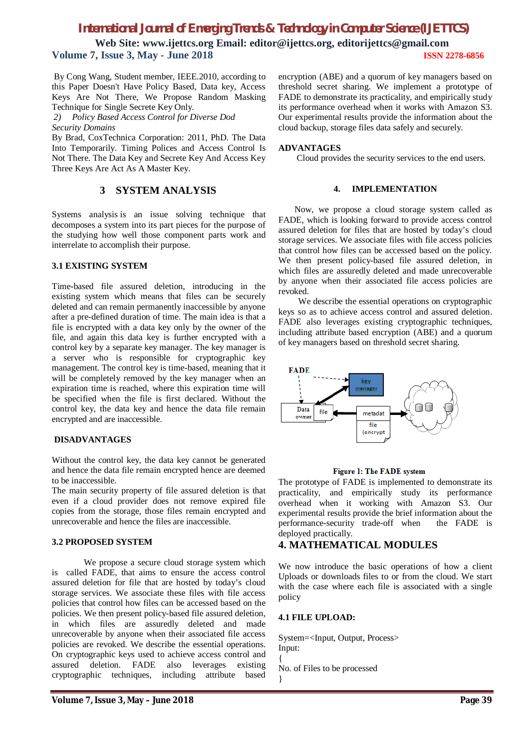By Cong Wang, Student member, IEEE.2010, according to this Paper Doesn't Have Policy Based, Data key, Access Keys Are Not There, We Propose Random Masking Technique for Single Secrete Key Only.

*2) Policy Based Access Control for Diverse Dod Security Domains*

By Brad, CoxTechnica Corporation: 2011, PhD. The Data Into Temporarily. Timing Polices and Access Control Is Not There. The Data Key and Secrete Key And Access Key Three Keys Are Act As A Master Key.

## 3 SYSTEM ANALYSIS

Systems analysis is an issue solving technique that decomposes a system into its part pieces for the purpose of the studying how well those component parts work and interrelate to accomplish their purpose.

### 3.1 EXISTING SYSTEM

Time-based file assured deletion, introducing in the existing system which means that files can be securely deleted and can remain permanently inaccessible by anyone after a pre-defined duration of time. The main idea is that a file is encrypted with a data key only by the owner of the file, and again this data key is further encrypted with a control key by a separate key manager. The key manager is a server who is responsible for cryptographic key management. The control key is time-based, meaning that it will be completely removed by the key manager when an expiration time is reached, where this expiration time will be specified when the file is first declared. Without the control key, the data key and hence the data file remain encrypted and are inaccessible.

### DISADVANTAGES

Without the control key, the data key cannot be generated and hence the data file remain encrypted hence are deemed to be inaccessible.

The main security property of file assured deletion is that even if a cloud provider does not remove expired file copies from the storage, those files remain encrypted and unrecoverable and hence the files are inaccessible.

### 3.2 PROPOSED SYSTEM

We propose a secure cloud storage system which is called FADE, that aims to ensure the access control assured deletion for file that are hosted by today's cloud storage services. We associate these files with file access policies that control how files can be accessed based on the policies. We then present policy-based file assured deletion, in which files are assuredly deleted and made unrecoverable by anyone when their associated file access policies are revoked. We describe the essential operations. On cryptographic keys used to achieve access control and assured deletion. FADE also leverages existing cryptographic techniques, including attribute based encryption (ABE) and a quorum of key managers based on threshold secret sharing. We implement a prototype of FADE to demonstrate its practicality, and empirically study its performance overhead when it works with Amazon S3. Our experimental results provide the information about the cloud backup, storage files data safely and securely.

### ADVANTAGES

Cloud provides the security services to the end users.

## 4. IMPLEMENTATION

Now, we propose a cloud storage system called as FADE, which is looking forward to provide access control assured deletion for files that are hosted by today's cloud storage services. We associate files with file access policies that control how files can be accessed based on the policy. We then present policy-based file assured deletion, in which files are assuredly deleted and made unrecoverable by anyone when their associated file access policies are revoked.

We describe the essential operations on cryptographic keys so as to achieve access control and assured deletion. FADE also leverages existing cryptographic techniques, including attribute based encryption (ABE) and a quorum of key managers based on threshold secret sharing.

FADE

key manager

Data owner | file | metadat | file (encrypt

**Figure 1: The FADE system**

The prototype of FADE is implemented to demonstrate its practicality, and empirically study its performance overhead when it working with Amazon S3. Our experimental results provide the brief information about the performance-security trade-off when the FADE is deployed practically.

## 4. MATHEMATICAL MODULES

We now introduce the basic operations of how a client Uploads or downloads files to or from the cloud. We start with the case where each file is associated with a single policy

### 4.1 FILE UPLOAD:

System=<Input, Output, Process>

Input:

{

No. of Files to be processed

}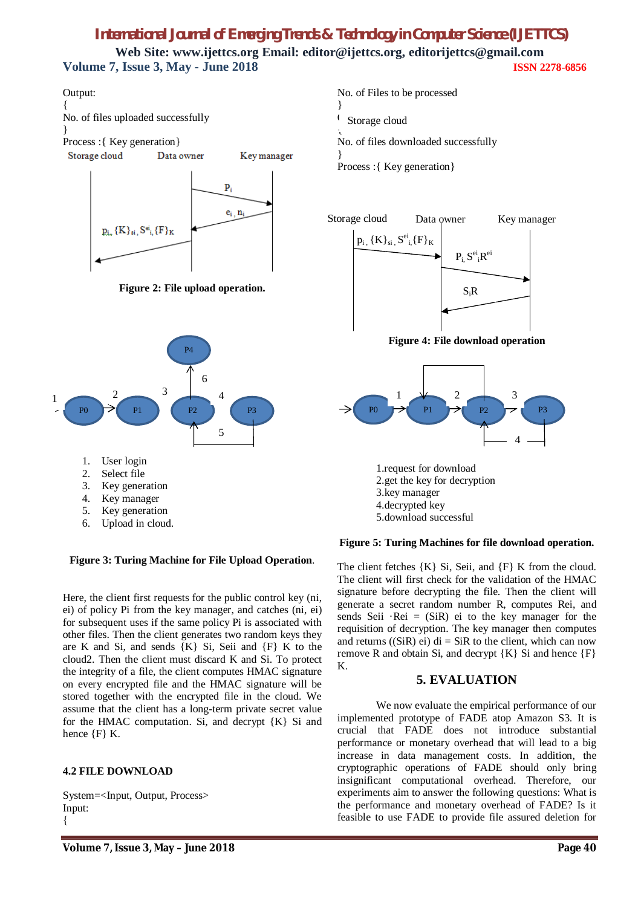Output:
{
No. of files uploaded successfully
}
Process :{ Key generation}

Storage cloud Data owner Key manager

$P_i$

$e_i$ , $n_i$

$p_i$, $\{K\}_{si}$, $S^{ei}_i$, $\{F\}_K$

**Figure 2: File upload operation.**

1. User login
2. Select file
3. Key generation
4. Key manager
5. Key generation
6. Upload in cloud.

**Figure 3: Turing Machine for File Upload Operation.**

Here, the client first requests for the public control key (ni, ei) of policy Pi from the key manager, and catches (ni, ei) for subsequent uses if the same policy Pi is associated with other files. Then the client generates two random keys they are K and Si, and sends {K} Si, Seii and {F} K to the cloud2. Then the client must discard K and Si. To protect the integrity of a file, the client computes HMAC signature on every encrypted file and the HMAC signature will be stored together with the encrypted file in the cloud. We assume that the client has a long-term private secret value for the HMAC computation. Si, and decrypt {K} Si and hence {F} K.

### 4.2 FILE DOWNLOAD

System=<Input, Output, Process>
Input:
{
No. of Files to be processed
}
Storage cloud
No. of files downloaded successfully
}
Process :{ Key generation}

Storage cloud Data owner Key manager

$p_i$, $\{K\}_{si}$, $S^{ei}_i$, $\{F\}_K$

$P_i$, $S^{ei}_i R^{ei}$

$S_i R$

**Figure 4: File download operation**

1.request for download
2.get the key for decryption
3.key manager
4.decrypted key
5.download successful

**Figure 5: Turing Machines for file download operation.**

The client fetches {K} Si, Seii, and {F} K from the cloud. The client will first check for the validation of the HMAC signature before decrypting the file. Then the client will generate a secret random number R, computes Rei, and sends Seii ·Rei = (SiR) ei to the key manager for the requisition of decryption. The key manager then computes and returns ((SiR) ei) di = SiR to the client, which can now remove R and obtain Si, and decrypt {K} Si and hence {F} K.

## 5. EVALUATION

We now evaluate the empirical performance of our implemented prototype of FADE atop Amazon S3. It is crucial that FADE does not introduce substantial performance or monetary overhead that will lead to a big increase in data management costs. In addition, the cryptographic operations of FADE should only bring insignificant computational overhead. Therefore, our experiments aim to answer the following questions: What is the performance and monetary overhead of FADE? Is it feasible to use FADE to provide file assured deletion for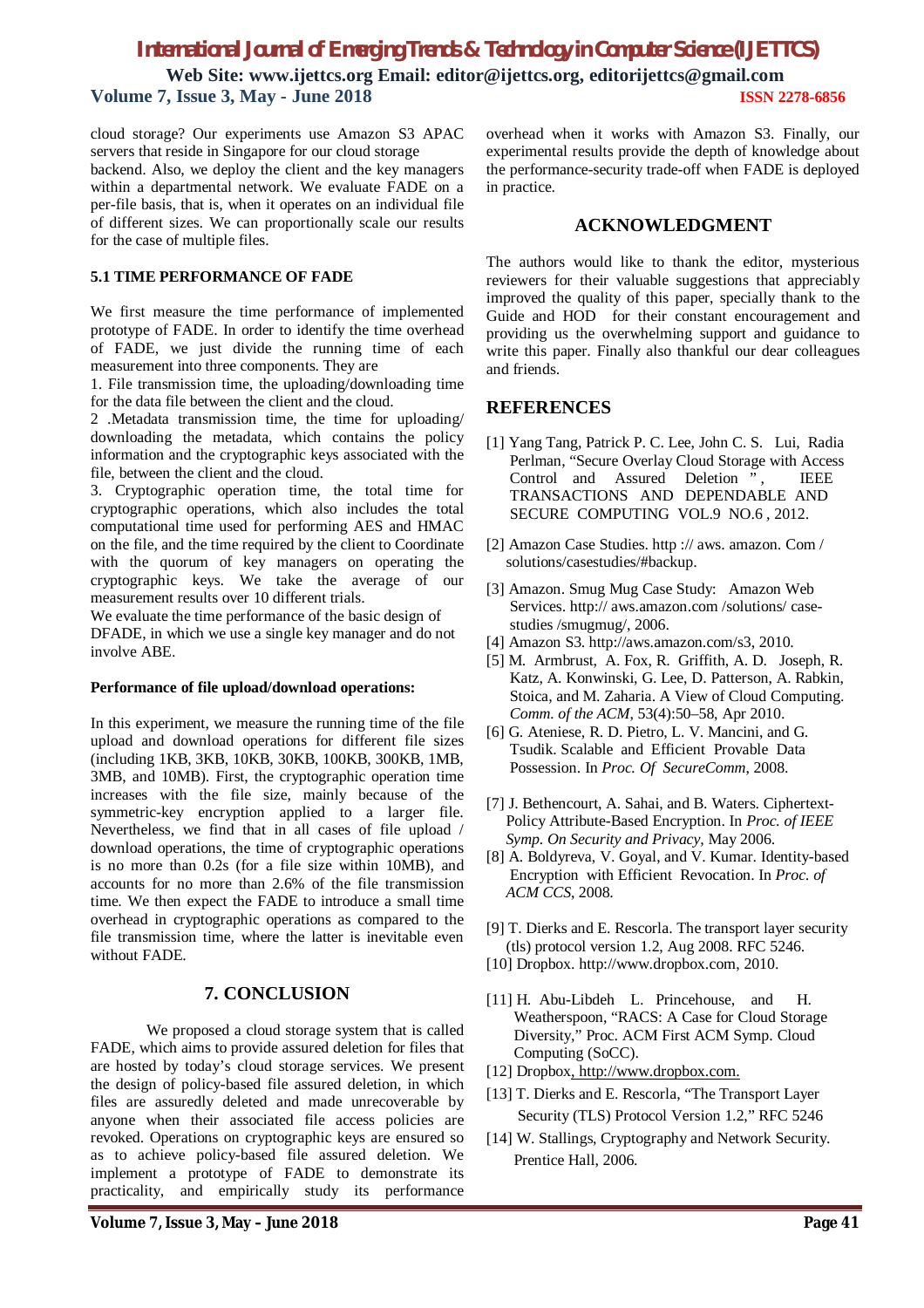cloud storage? Our experiments use Amazon S3 APAC servers that reside in Singapore for our cloud storage backend. Also, we deploy the client and the key managers within a departmental network. We evaluate FADE on a per-file basis, that is, when it operates on an individual file of different sizes. We can proportionally scale our results for the case of multiple files.

### 5.1 TIME PERFORMANCE OF FADE

We first measure the time performance of implemented prototype of FADE. In order to identify the time overhead of FADE, we just divide the running time of each measurement into three components. They are

1. File transmission time, the uploading/downloading time for the data file between the client and the cloud.
2. Metadata transmission time, the time for uploading/downloading the metadata, which contains the policy information and the cryptographic keys associated with the file, between the client and the cloud.
3. Cryptographic operation time, the total time for cryptographic operations, which also includes the total computational time used for performing AES and HMAC on the file, and the time required by the client to Coordinate with the quorum of key managers on operating the cryptographic keys. We take the average of our measurement results over 10 different trials.

We evaluate the time performance of the basic design of DFADE, in which we use a single key manager and do not involve ABE.

**Performance of file upload/download operations:**

In this experiment, we measure the running time of the file upload and download operations for different file sizes (including 1KB, 3KB, 10KB, 30KB, 100KB, 300KB, 1MB, 3MB, and 10MB). First, the cryptographic operation time increases with the file size, mainly because of the symmetric-key encryption applied to a larger file. Nevertheless, we find that in all cases of file upload / download operations, the time of cryptographic operations is no more than 0.2s (for a file size within 10MB), and accounts for no more than 2.6% of the file transmission time. We then expect the FADE to introduce a small time overhead in cryptographic operations as compared to the file transmission time, where the latter is inevitable even without FADE.

## 7. CONCLUSION

We proposed a cloud storage system that is called FADE, which aims to provide assured deletion for files that are hosted by today's cloud storage services. We present the design of policy-based file assured deletion, in which files are assuredly deleted and made unrecoverable by anyone when their associated file access policies are revoked. Operations on cryptographic keys are ensured so as to achieve policy-based file assured deletion. We implement a prototype of FADE to demonstrate its practicality, and empirically study its performance overhead when it works with Amazon S3. Finally, our experimental results provide the depth of knowledge about the performance-security trade-off when FADE is deployed in practice.

## ACKNOWLEDGMENT

The authors would like to thank the editor, mysterious reviewers for their valuable suggestions that appreciably improved the quality of this paper, specially thank to the Guide and HOD for their constant encouragement and providing us the overwhelming support and guidance to write this paper. Finally also thankful our dear colleagues and friends.

## REFERENCES

[1] Yang Tang, Patrick P. C. Lee, John C. S. Lui, Radia Perlman, "Secure Overlay Cloud Storage with Access Control and Assured Deletion ", IEEE TRANSACTIONS AND DEPENDABLE AND SECURE COMPUTING VOL.9 NO.6 , 2012.

[2] Amazon Case Studies. http :// aws. amazon. Com / solutions/casestudies/#backup.

[3] Amazon. Smug Mug Case Study: Amazon Web Services. http:// aws.amazon.com /solutions/ case-studies /smugmug/, 2006.

[4] Amazon S3. http://aws.amazon.com/s3, 2010.

[5] M. Armbrust, A. Fox, R. Griffith, A. D. Joseph, R. Katz, A. Konwinski, G. Lee, D. Patterson, A. Rabkin, Stoica, and M. Zaharia. A View of Cloud Computing. *Comm. of the ACM*, 53(4):50–58, Apr 2010.

[6] G. Ateniese, R. D. Pietro, L. V. Mancini, and G. Tsudik. Scalable and Efficient Provable Data Possession. In *Proc. Of SecureComm*, 2008.

[7] J. Bethencourt, A. Sahai, and B. Waters. Ciphertext-Policy Attribute-Based Encryption. In *Proc. of IEEE Symp. On Security and Privacy*, May 2006.

[8] A. Boldyreva, V. Goyal, and V. Kumar. Identity-based Encryption with Efficient Revocation. In *Proc. of ACM CCS*, 2008.

[9] T. Dierks and E. Rescorla. The transport layer security (tls) protocol version 1.2, Aug 2008. RFC 5246.

[10] Dropbox. http://www.dropbox.com, 2010.

[11] H. Abu-Libdeh L. Princehouse, and H. Weatherspoon, "RACS: A Case for Cloud Storage Diversity," Proc. ACM First ACM Symp. Cloud Computing (SoCC).

[12] Dropbox, http://www.dropbox.com.

[13] T. Dierks and E. Rescorla, "The Transport Layer Security (TLS) Protocol Version 1.2," RFC 5246

[14] W. Stallings, Cryptography and Network Security. Prentice Hall, 2006.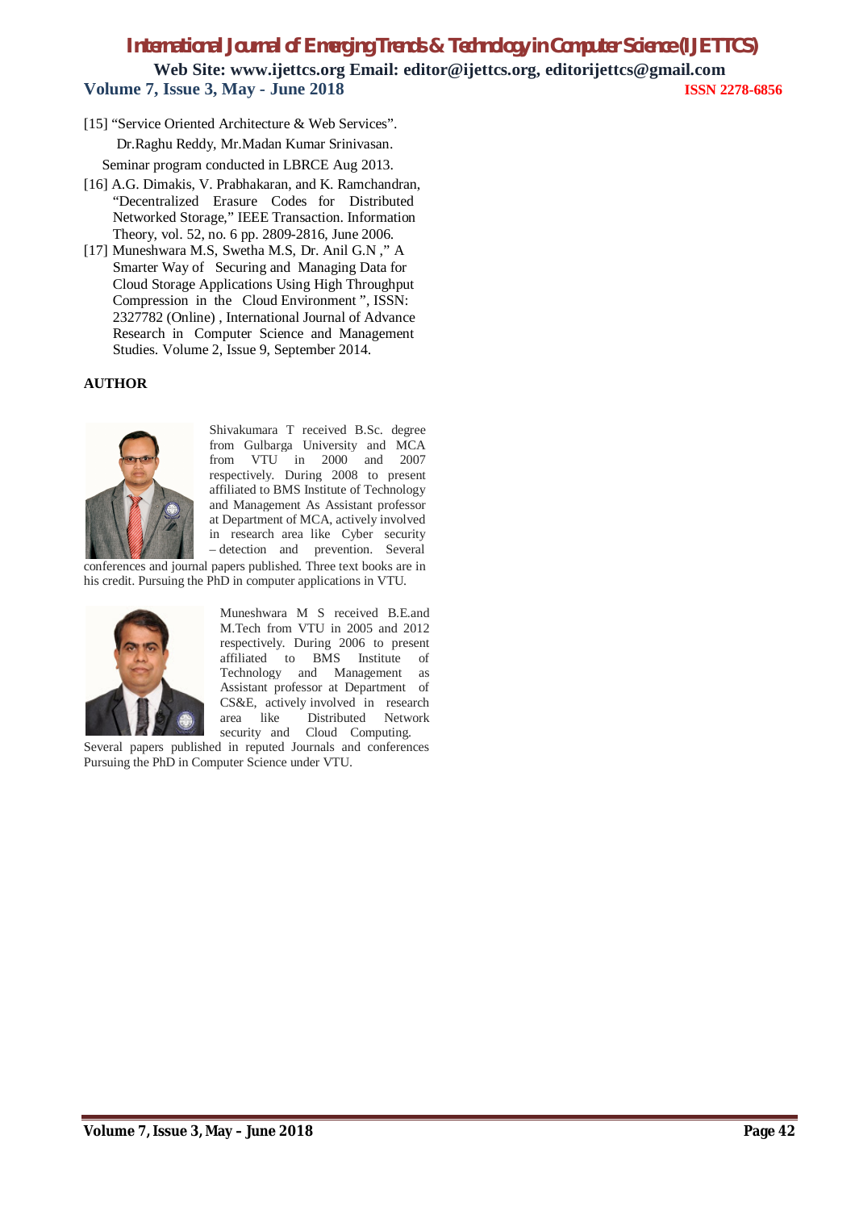[15] "Service Oriented Architecture & Web Services". Dr.Raghu Reddy, Mr.Madan Kumar Srinivasan. Seminar program conducted in LBRCE Aug 2013.

[16] A.G. Dimakis, V. Prabhakaran, and K. Ramchandran, "Decentralized Erasure Codes for Distributed Networked Storage," IEEE Transaction. Information Theory, vol. 52, no. 6 pp. 2809-2816, June 2006.

[17] Muneshwara M.S, Swetha M.S, Dr. Anil G.N ," A Smarter Way of Securing and Managing Data for Cloud Storage Applications Using High Throughput Compression in the Cloud Environment ", ISSN: 2327782 (Online) , International Journal of Advance Research in Computer Science and Management Studies. Volume 2, Issue 9, September 2014.

**AUTHOR**

Shivakumara T received B.Sc. degree from Gulbarga University and MCA from VTU in 2000 and 2007 respectively. During 2008 to present affiliated to BMS Institute of Technology and Management As Assistant professor at Department of MCA, actively involved in research area like Cyber security – detection and prevention. Several conferences and journal papers published. Three text books are in his credit. Pursuing the PhD in computer applications in VTU.

Muneshwara M S received B.E.and M.Tech from VTU in 2005 and 2012 respectively. During 2006 to present affiliated to BMS Institute of Technology and Management as Assistant professor at Department of CS&E, actively involved in research area like Distributed Network security and Cloud Computing. Several papers published in reputed Journals and conferences Pursuing the PhD in Computer Science under VTU.